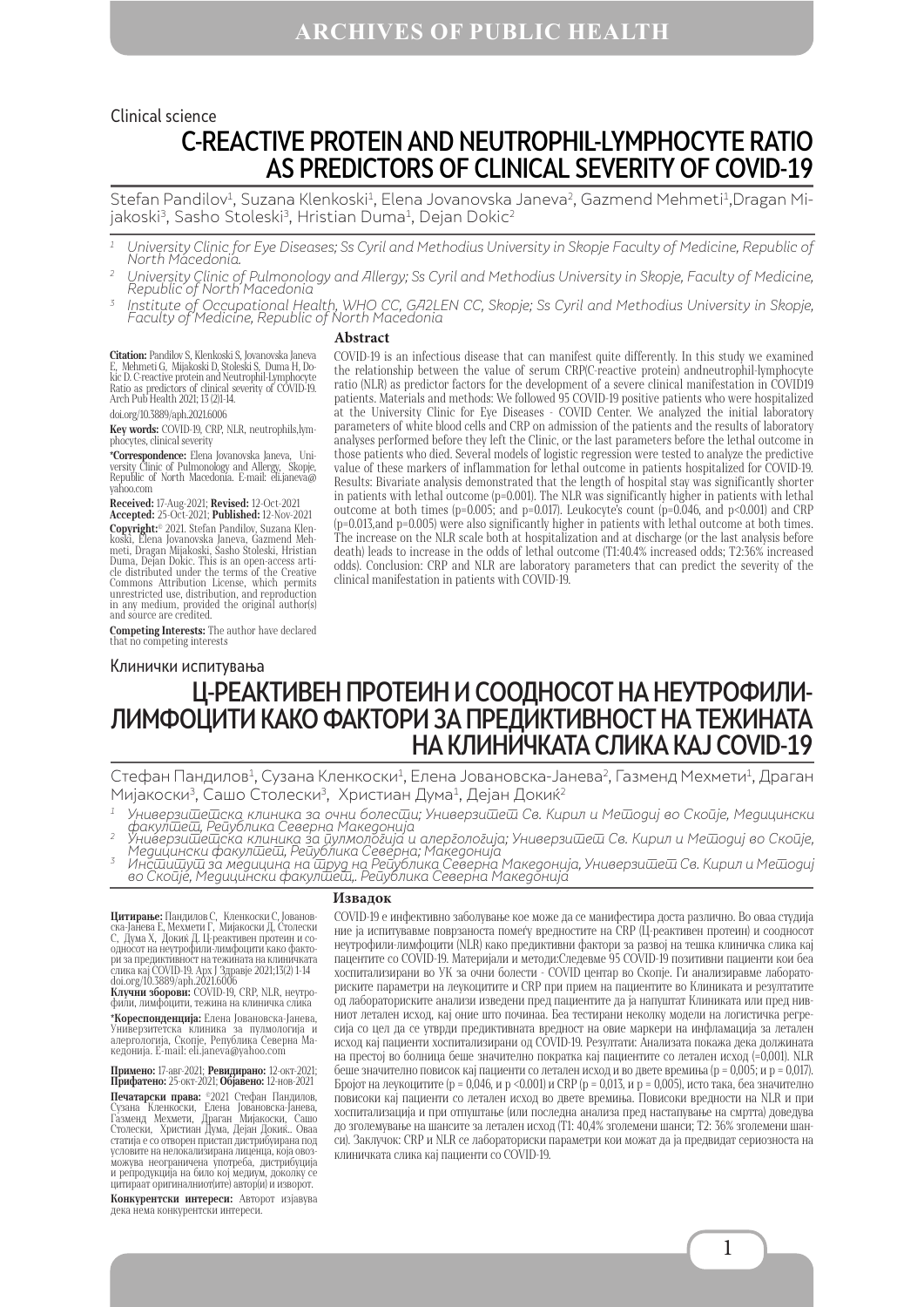Clinical science

# C-REACTIVE PROTEIN AND NEUTROPHIL-LYMPHOCYTE RATIO AS PREDICTORS OF CLINICAL SEVERITY OF COVID-19

Stefan Pandilov[1], Suzana Klenkoski[1], Elena Jovanovska Janeva[2], Gazmend Mehmeti[1],Dragan Mijakoski[3], Sasho Stoleski[3], Hristian Duma[1], Dejan Dokic[2]

[1] University Clinic for Eye Diseases; Ss Cyril and Methodius University in Skopje Faculty of Medicine, Republic of North Macedonia.

[2] University Clinic of Pulmonology and Allergy; Ss Cyril and Methodius University in Skopje, Faculty of Medicine, Republic of North Macedonia

[3] Institute of Occupational Health, WHO CC, GA2LEN CC, Skopje; Ss Cyril and Methodius University in Skopje, Faculty of Medicine, Republic of North Macedonia

**Citation:** Pandilov S, Klenkoski S, Jovanovska Janeva E, Mehmeti G, Mijakoski D, Stoleski S, Duma H, Dokic D. C-reactive protein and Neutrophil-Lymphocyte Ratio as predictors of clinical severity of COVID-19. Arch Pub Health 2021; 13 (2)1-14.

doi.org/10.3889/aph.2021.6006

**Key words:** COVID-19, CRP, NLR, neutrophils,lymphocytes, clinical severity

**\*Correspondence:** Elena Jovanovska Janeva, University Clinic of Pulmonology and Allergy, Skopje, Republic of North Macedonia. E-mail: eli.janeva@yahoo.com

**Received:** 17-Aug-2021; **Revised:** 12-Oct-2021 **Accepted:** 25-Oct-2021; **Published:** 12-Nov-2021

**Copyright:**© 2021. Stefan Pandilov, Suzana Klenkoski, Elena Jovanovska Janeva, Gazmend Mehmeti, Dragan Mijakoski, Sasho Stoleski, Hristian Duma, Dejan Dokic. This is an open-access article distributed under the terms of the Creative Commons Attribution License, which permits unrestricted use, distribution, and reproduction in any medium, provided the original author(s) and source are credited.

**Competing Interests:** The author have declared that no competing interests

## Abstract

COVID-19 is an infectious disease that can manifest quite differently. In this study we examined the relationship between the value of serum CRP(C-reactive protein) andneutrophil-lymphocyte ratio (NLR) as predictor factors for the development of a severe clinical manifestation in COVID19 patients. Materials and methods: We followed 95 COVID-19 positive patients who were hospitalized at the University Clinic for Eye Diseases - COVID Center. We analyzed the initial laboratory parameters of white blood cells and CRP on admission of the patients and the results of laboratory analyses performed before they left the Clinic, or the last parameters before the lethal outcome in those patients who died. Several models of logistic regression were tested to analyze the predictive value of these markers of inflammation for lethal outcome in patients hospitalized for COVID-19. Results: Bivariate analysis demonstrated that the length of hospital stay was significantly shorter in patients with lethal outcome (p=0.001). The NLR was significantly higher in patients with lethal outcome at both times (p=0.005; and p=0.017). Leukocyte's count (p=0.046, and p<0.001) and CRP (p=0.013,and p=0.005) were also significantly higher in patients with lethal outcome at both times. The increase on the NLR scale both at hospitalization and at discharge (or the last analysis before death) leads to increase in the odds of lethal outcome (T1:40.4% increased odds; T2:36% increased odds). Conclusion: CRP and NLR are laboratory parameters that can predict the severity of the clinical manifestation in patients with COVID-19.

Клинички испитувања

# Ц-РЕАКТИВЕН ПРОТЕИН И СООДНОСОТ НА НЕУТРОФИЛИ-ЛИМФОЦИТИ КАКО ФАКТОРИ ЗА ПРЕДИКТИВНОСТ НА ТЕЖИНАТА НА КЛИНИЧКАТА СЛИКА КАЈ COVID-19

Стефан Пандилов[1], Сузана Кленкоски[1], Елена Јовановска-Јанева[2], Газменд Мехмети[1], Драган Мијакоски[3], Сашо Столески[3], Христиан Дума[1], Дејан Докиќ[2]

[1] Универзитетска клиника за очни болести; Универзитет Св. Кирил и Методиј во Скопје, Медицински факултет, Република Северна Македонија

[2] Универзитетска клиника за пулмологија и алергологија; Универзитет Св. Кирил и Методиј во Скопје, Медицински факултет, Република Северна; Македонија

[3] Институт за медицина на труд на Република Северна Македонија, Универзитет Св. Кирил и Методиј во Скопје, Медицински факултет,. Република Северна Македонија

**Цитирање:** Пандилов С, Кленкоски С, Јовановска-Јанева Е, Мехмети Г, Мијакоски Д, Столески С, Дума Х, Докиќ Д. Ц-реактивен протеин и соодносот на неутрофили-лимфоцити како фактори за предиктивност на тежината на клиничката слика кај COVID-19. Арх Ј Здравје 2021;13(2) 1-14 doi.org/10.3889/aph.2021.6006

**Клучни зборови:** COVID-19, CRP, NLR, неутрофили, лимфоцити, тежина на клиничка слика

**\*Кореспонденција:** Елена Јовановска-Јанева, Универзитетска клиника за пулмологија и алергологија, Скопје, Република Северна Македонија. E-mail: eli.janeva@yahoo.com

**Примено:** 17-авг-2021; **Ревидирано:** 12-окт-2021; **Прифатено:** 25-окт-2021; **Објавено:** 12-нов-2021

**Печатарски права:** ©2021 Стефан Пандилов, Сузана Кленкоски, Елена Јовановска-Јанева, Газменд Мехмети, Драган Мијакоски, Сашо Столески, Христиан Дума, Дејан Докиќ. Оваа статија е со отворен пристап дистрибуирана под условите на нелокализирана лиценца, која овозможува неограничена употреба, дистрибуција и репродукција на било кој медиум, доколку се цитираат оригиналниот(ите) автор(и) и изворот.

**Конкурентски интереси:** Авторот изјавува дека нема конкурентски интереси.

## Извадок

COVID-19 е инфективно заболување кое може да се манифестира доста различно. Во оваа студија ние ја испитувавме поврзаноста помеѓу вредностите на CRP (Ц-реактивен протеин) и соодносот неутрофили-лимфоцити (NLR) како предиктивни фактори за развој на тешка клиничка слика кај пациентите со COVID-19. Материјали и методи:Следевме 95 COVID-19 позитивни пациенти кои беа хоспитализирани во УК за очни болести - COVID центар во Скопје. Ги анализиравме лабораториските параметри на леукоцитите и CRP при прием на пациентите во Клиниката и резултатите од лабораториските анализи изведени пред пациентите да ја напуштат Клиниката или пред нивниот летален исход, кај оние што починаа. Беа тестирани неколку модели на логистичка регресија со цел да се утврди предиктивната вредност на овие маркери на инфламација за летален исход кај пациенти хоспитализирани од COVID-19. Резултати: Анализата покажа дека должината на престој во болница беше значително пократка кај пациентите со летален исход (=0,001). NLR беше значително повисок кај пациенти со летален исход и во двете времиња (p = 0,005; и p = 0,017). Бројот на леукоцитите (p = 0,046, и p <0,001) и CRP (p = 0,013, и p = 0,005), исто така, беа значително повисоки кај пациенти со летален исход во двете времиња. Повисоки вредности на NLR и при хоспитализација и при отпуштање (или последна анализа пред настапување на смртта) доведува до зголемување на шансите за летален исход (Т1: 40,4% зголемени шанси; Т2: 36% зголемени шанси). Заклучок: CRP и NLR се лабораториски параметри кои можат да ја предвидат сериозноста на клиничката слика кај пациенти со COVID-19.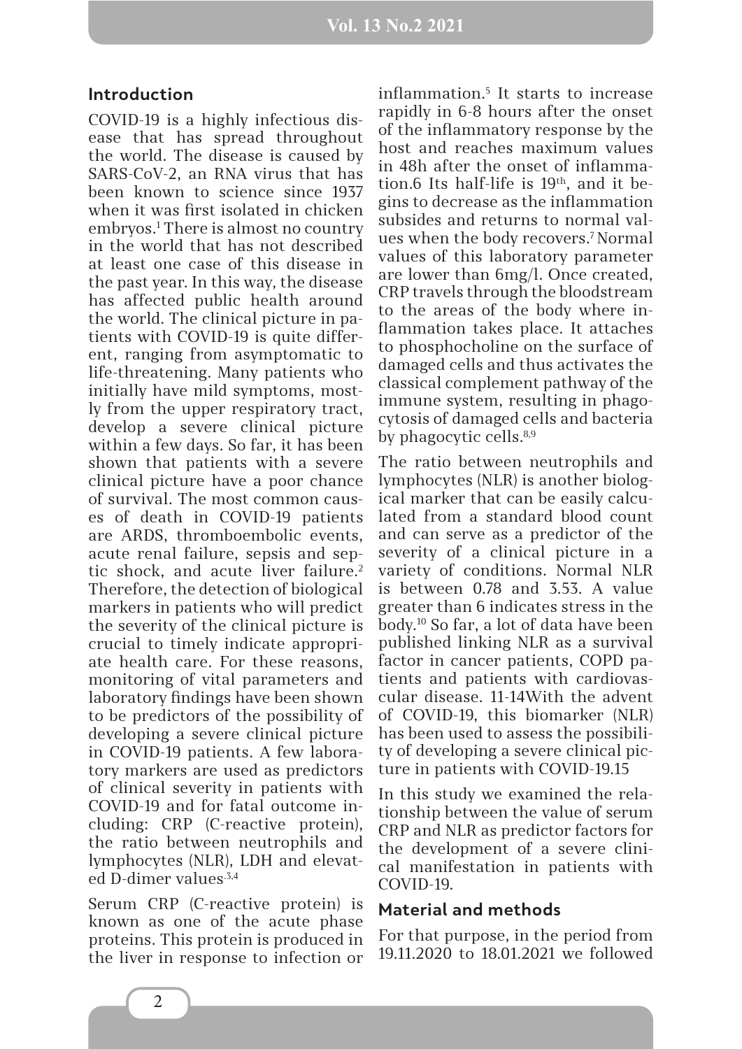## Introduction

COVID-19 is a highly infectious disease that has spread throughout the world. The disease is caused by SARS-CoV-2, an RNA virus that has been known to science since 1937 when it was first isolated in chicken embryos.[1] There is almost no country in the world that has not described at least one case of this disease in the past year. In this way, the disease has affected public health around the world. The clinical picture in patients with COVID-19 is quite different, ranging from asymptomatic to life-threatening. Many patients who initially have mild symptoms, mostly from the upper respiratory tract, develop a severe clinical picture within a few days. So far, it has been shown that patients with a severe clinical picture have a poor chance of survival. The most common causes of death in COVID-19 patients are ARDS, thromboembolic events, acute renal failure, sepsis and septic shock, and acute liver failure.[2] Therefore, the detection of biological markers in patients who will predict the severity of the clinical picture is crucial to timely indicate appropriate health care. For these reasons, monitoring of vital parameters and laboratory findings have been shown to be predictors of the possibility of developing a severe clinical picture in COVID-19 patients. A few laboratory markers are used as predictors of clinical severity in patients with COVID-19 and for fatal outcome including: CRP (C-reactive protein), the ratio between neutrophils and lymphocytes (NLR), LDH and elevated D-dimer values.[3,4]

Serum CRP (C-reactive protein) is known as one of the acute phase proteins. This protein is produced in the liver in response to infection or inflammation.[5] It starts to increase rapidly in 6-8 hours after the onset of the inflammatory response by the host and reaches maximum values in 48h after the onset of inflammation.6 Its half-life is 19th, and it begins to decrease as the inflammation subsides and returns to normal values when the body recovers.[7] Normal values of this laboratory parameter are lower than 6mg/l. Once created, CRP travels through the bloodstream to the areas of the body where inflammation takes place. It attaches to phosphocholine on the surface of damaged cells and thus activates the classical complement pathway of the immune system, resulting in phagocytosis of damaged cells and bacteria by phagocytic cells.[8,9]

The ratio between neutrophils and lymphocytes (NLR) is another biological marker that can be easily calculated from a standard blood count and can serve as a predictor of the severity of a clinical picture in a variety of conditions. Normal NLR is between 0.78 and 3.53. A value greater than 6 indicates stress in the body.[10] So far, a lot of data have been published linking NLR as a survival factor in cancer patients, COPD patients and patients with cardiovascular disease. 11-14With the advent of COVID-19, this biomarker (NLR) has been used to assess the possibility of developing a severe clinical picture in patients with COVID-19.15

In this study we examined the relationship between the value of serum CRP and NLR as predictor factors for the development of a severe clinical manifestation in patients with COVID-19.

## Material and methods

For that purpose, in the period from 19.11.2020 to 18.01.2021 we followed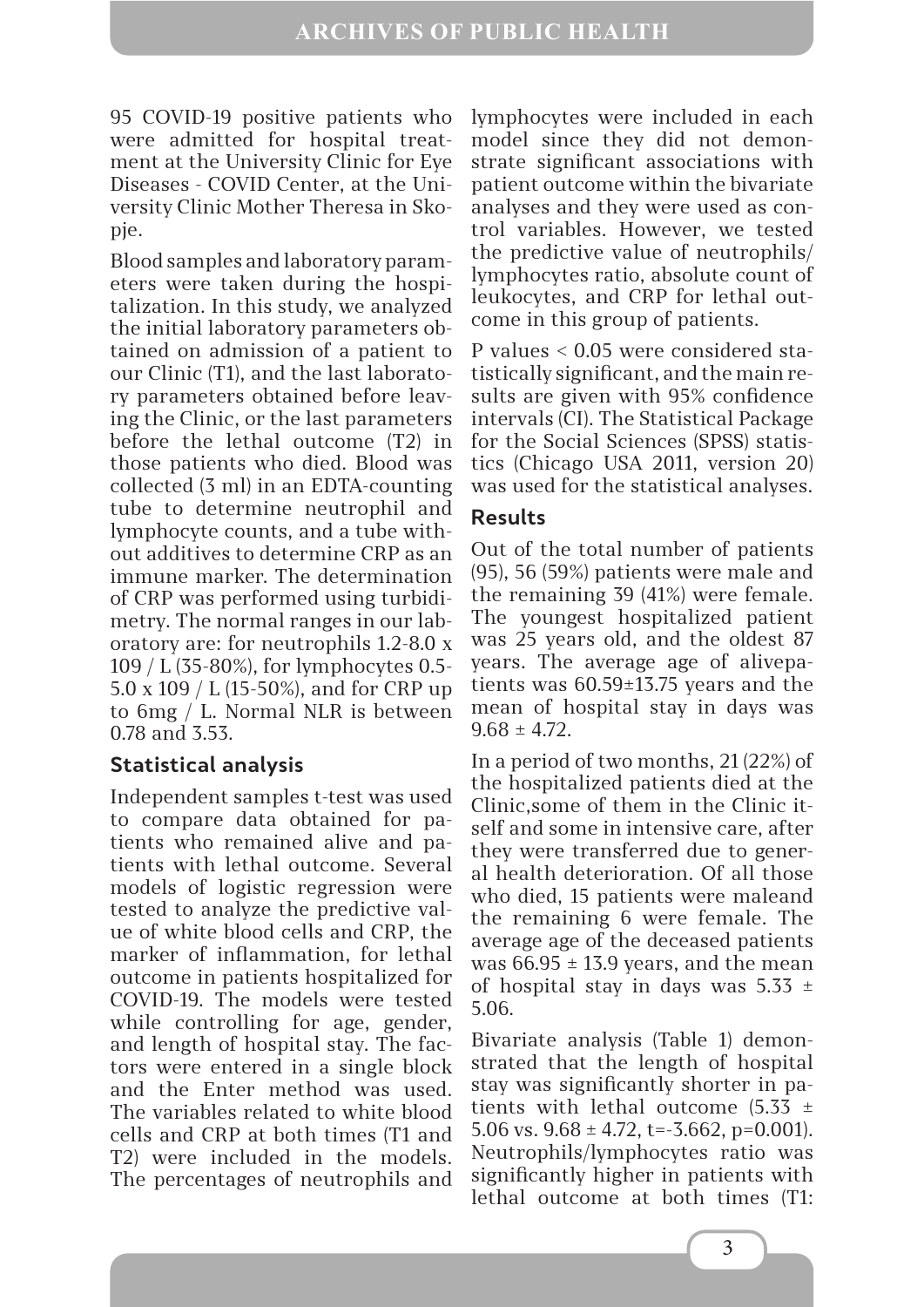95 COVID-19 positive patients who were admitted for hospital treatment at the University Clinic for Eye Diseases - COVID Center, at the University Clinic Mother Theresa in Skopje.

Blood samples and laboratory parameters were taken during the hospitalization. In this study, we analyzed the initial laboratory parameters obtained on admission of a patient to our Clinic (T1), and the last laboratory parameters obtained before leaving the Clinic, or the last parameters before the lethal outcome (T2) in those patients who died. Blood was collected (3 ml) in an EDTA-counting tube to determine neutrophil and lymphocyte counts, and a tube without additives to determine CRP as an immune marker. The determination of CRP was performed using turbidimetry. The normal ranges in our laboratory are: for neutrophils 1.2-8.0 x 109 / L (35-80%), for lymphocytes 0.5-5.0 x 109 / L (15-50%), and for CRP up to 6mg / L. Normal NLR is between 0.78 and 3.53.

## Statistical analysis

Independent samples t-test was used to compare data obtained for patients who remained alive and patients with lethal outcome. Several models of logistic regression were tested to analyze the predictive value of white blood cells and CRP, the marker of inflammation, for lethal outcome in patients hospitalized for COVID-19. The models were tested while controlling for age, gender, and length of hospital stay. The factors were entered in a single block and the Enter method was used. The variables related to white blood cells and CRP at both times (T1 and T2) were included in the models. The percentages of neutrophils and lymphocytes were included in each model since they did not demonstrate significant associations with patient outcome within the bivariate analyses and they were used as control variables. However, we tested the predictive value of neutrophils/lymphocytes ratio, absolute count of leukocytes, and CRP for lethal outcome in this group of patients.

P values < 0.05 were considered statistically significant, and the main results are given with 95% confidence intervals (CI). The Statistical Package for the Social Sciences (SPSS) statistics (Chicago USA 2011, version 20) was used for the statistical analyses.

## Results

Out of the total number of patients (95), 56 (59%) patients were male and the remaining 39 (41%) were female. The youngest hospitalized patient was 25 years old, and the oldest 87 years. The average age of alivepatients was 60.59±13.75 years and the mean of hospital stay in days was 9.68 ± 4.72.

In a period of two months, 21 (22%) of the hospitalized patients died at the Clinic,some of them in the Clinic itself and some in intensive care, after they were transferred due to general health deterioration. Of all those who died, 15 patients were maleand the remaining 6 were female. The average age of the deceased patients was 66.95 ± 13.9 years, and the mean of hospital stay in days was 5.33 ± 5.06.

Bivariate analysis (Table 1) demonstrated that the length of hospital stay was significantly shorter in patients with lethal outcome (5.33 ± 5.06 vs. 9.68 ± 4.72, t=-3.662, p=0.001). Neutrophils/lymphocytes ratio was significantly higher in patients with lethal outcome at both times (T1: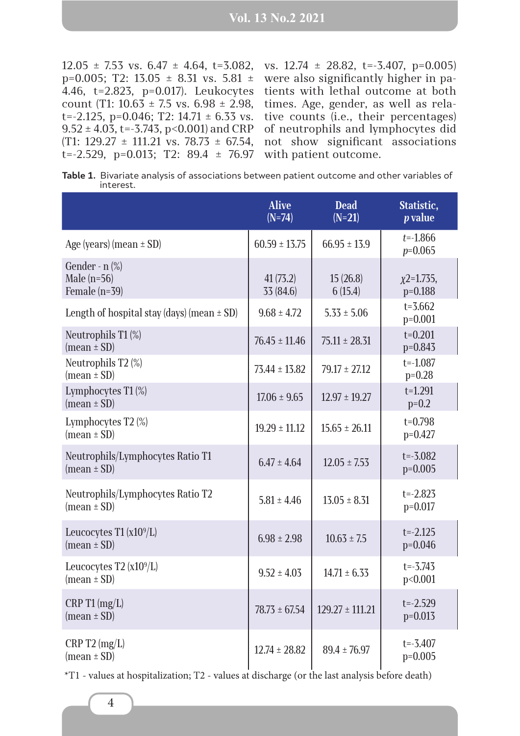12.05 ± 7.53 vs. 6.47 ± 4.64, t=3.082, p=0.005; T2: 13.05 ± 8.31 vs. 5.81 ± 4.46, t=2.823, p=0.017). Leukocytes count (T1: 10.63 ± 7.5 vs. 6.98 ± 2.98, t=-2.125, p=0.046; T2: 14.71 ± 6.33 vs. 9.52 ± 4.03, t=-3.743, p<0.001) and CRP (T1: 129.27 ± 111.21 vs. 78.73 ± 67.54, t=-2.529, p=0.013; T2: 89.4 ± 76.97 vs. 12.74 ± 28.82, t=-3.407, p=0.005) were also significantly higher in patients with lethal outcome at both times. Age, gender, as well as relative counts (i.e., their percentages) of neutrophils and lymphocytes did not show significant associations with patient outcome.

**Table 1.** Bivariate analysis of associations between patient outcome and other variables of interest.

| | Alive (N=74) | Dead (N=21) | Statistic, *p* value |
|---|---|---|---|
| Age (years) (mean ± SD) | 60.59 ± 13.75 | 66.95 ± 13.9 | *t*=-1.866 *p*=0.065 |
| Gender - n (%) | | | |
| Male (n=56) | 41 (73.2) | 15 (26.8) | $\chi 2$=1.735, p=0.188 |
| Female (n=39) | 33 (84.6) | 6 (15.4) | |
| Length of hospital stay (days) (mean ± SD) | 9.68 ± 4.72 | 5.33 ± 5.06 | t=3.662 p=0.001 |
| Neutrophils T1 (%) (mean ± SD) | 76.45 ± 11.46 | 75.11 ± 28.31 | t=0.201 p=0.843 |
| Neutrophils T2 (%) (mean ± SD) | 73.44 ± 13.82 | 79.17 ± 27.12 | t=-1.087 p=0.28 |
| Lymphocytes T1 (%) (mean ± SD) | 17.06 ± 9.65 | 12.97 ± 19.27 | t=1.291 p=0.2 |
| Lymphocytes T2 (%) (mean ± SD) | 19.29 ± 11.12 | 15.65 ± 26.11 | t=0.798 p=0.427 |
| Neutrophils/Lymphocytes Ratio T1 (mean ± SD) | 6.47 ± 4.64 | 12.05 ± 7.53 | t=-3.082 p=0.005 |
| Neutrophils/Lymphocytes Ratio T2 (mean ± SD) | 5.81 ± 4.46 | 13.05 ± 8.31 | t=-2.823 p=0.017 |
| Leucocytes T1 ($x10^9$/L) (mean ± SD) | 6.98 ± 2.98 | 10.63 ± 7.5 | t=-2.125 p=0.046 |
| Leucocytes T2 ($x10^9$/L) (mean ± SD) | 9.52 ± 4.03 | 14.71 ± 6.33 | t=-3.743 p<0.001 |
| CRP T1 (mg/L) (mean ± SD) | 78.73 ± 67.54 | 129.27 ± 111.21 | t=-2.529 p=0.013 |
| CRP T2 (mg/L) (mean ± SD) | 12.74 ± 28.82 | 89.4 ± 76.97 | t=-3.407 p=0.005 |

*T1 - values at hospitalization; T2 - values at discharge (or the last analysis before death)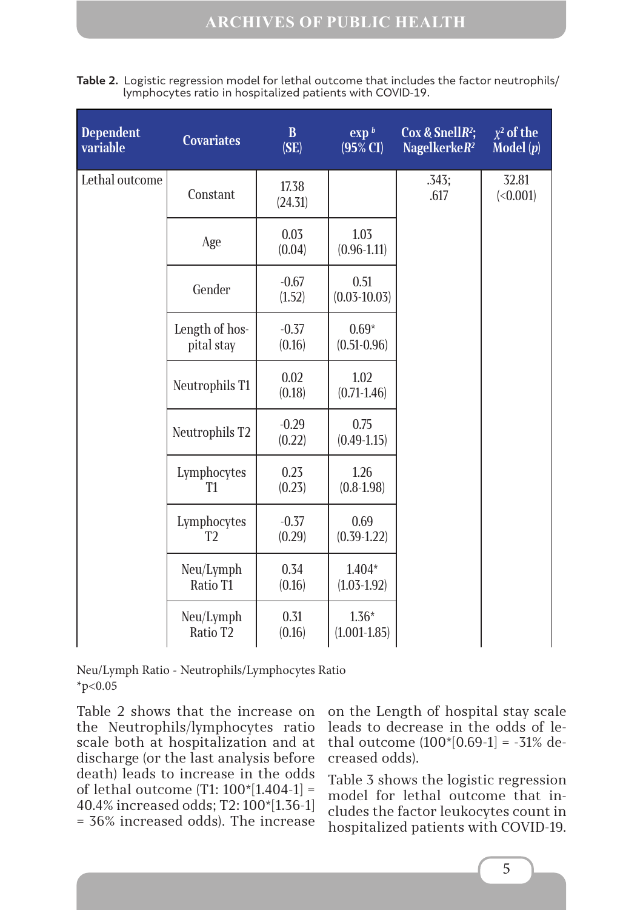**Table 2.** Logistic regression model for lethal outcome that includes the factor neutrophils/ lymphocytes ratio in hospitalized patients with COVID-19.

| Dependent variable | Covariates | B (SE) | exp $^{b}$ (95% CI) | Cox & Snell $R^2$; Nagelkerke $R^2$ | $\chi^2$ of the Model ($p$) |
|---|---|---|---|---|---|
| Lethal outcome | Constant | 17.38 (24.31) | | .343; .617 | 32.81 (<0.001) |
| | Age | 0.03 (0.04) | 1.03 (0.96-1.11) | | |
| | Gender | -0.67 (1.52) | 0.51 (0.03-10.03) | | |
| | Length of hospital stay | -0.37 (0.16) | 0.69* (0.51-0.96) | | |
| | Neutrophils T1 | 0.02 (0.18) | 1.02 (0.71-1.46) | | |
| | Neutrophils T2 | -0.29 (0.22) | 0.75 (0.49-1.15) | | |
| | Lymphocytes T1 | 0.23 (0.23) | 1.26 (0.8-1.98) | | |
| | Lymphocytes T2 | -0.37 (0.29) | 0.69 (0.39-1.22) | | |
| | Neu/Lymph Ratio T1 | 0.34 (0.16) | 1.404* (1.03-1.92) | | |
| | Neu/Lymph Ratio T2 | 0.31 (0.16) | 1.36* (1.001-1.85) | | |

Neu/Lymph Ratio - Neutrophils/Lymphocytes Ratio
*p<0.05

Table 2 shows that the increase on the Neutrophils/lymphocytes ratio scale both at hospitalization and at discharge (or the last analysis before death) leads to increase in the odds of lethal outcome (T1: 100*[1.404-1] = 40.4% increased odds; T2: 100*[1.36-1] = 36% increased odds). The increase on the Length of hospital stay scale leads to decrease in the odds of lethal outcome (100*[0.69-1] = -31% decreased odds).

Table 3 shows the logistic regression model for lethal outcome that includes the factor leukocytes count in hospitalized patients with COVID-19.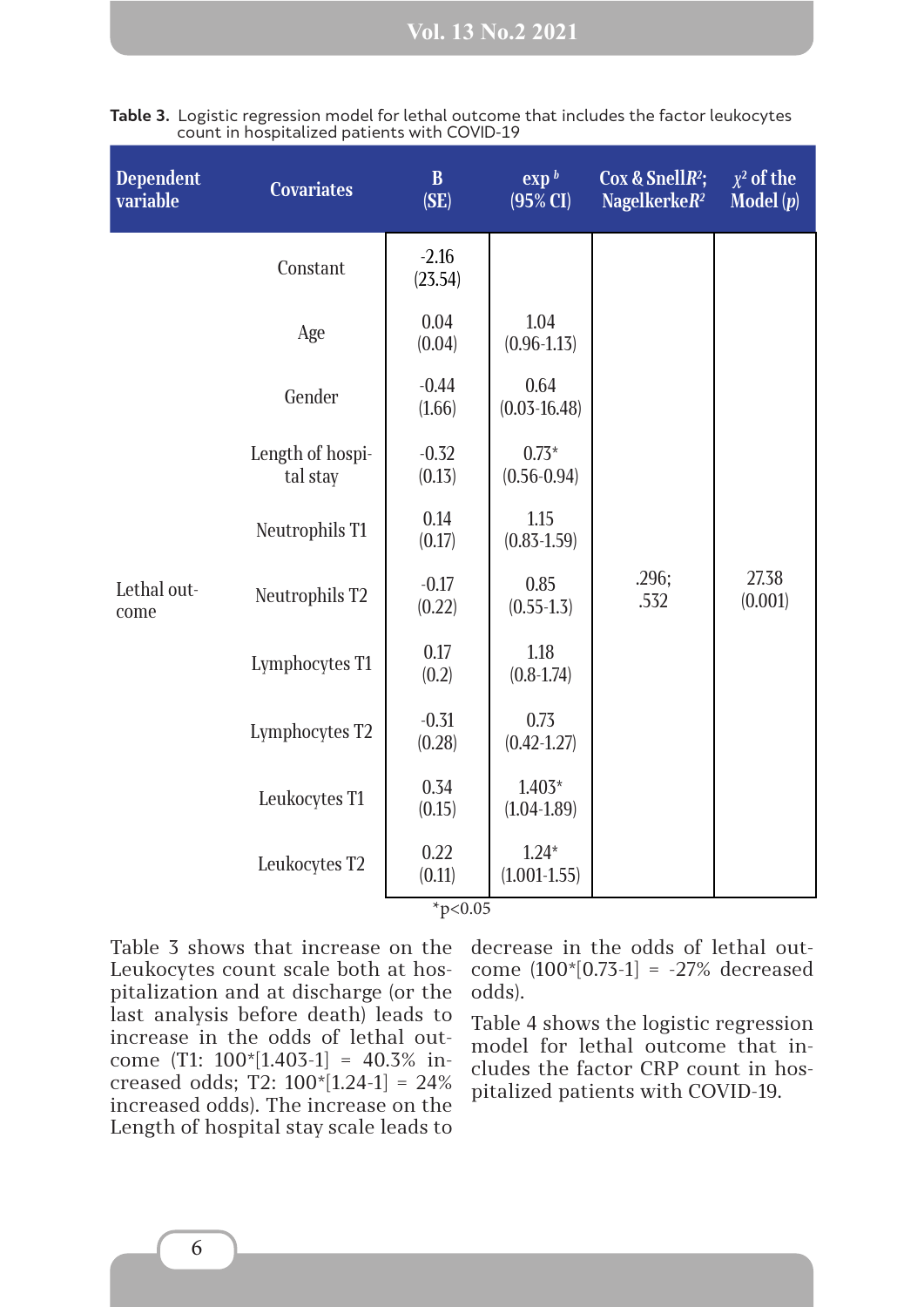**Table 3.** Logistic regression model for lethal outcome that includes the factor leukocytes count in hospitalized patients with COVID-19

| Dependent variable | Covariates | B (SE) | exp $^{b}$ (95% CI) | Cox & Snell $R^2$; Nagelkerke $R^2$ | $\chi^2$ of the Model (*p*) |
|---|---|---|---|---|---|
| Lethal outcome | Constant | -2.16 (23.54) | | .296; .532 | 27.38 (0.001) |
| | Age | 0.04 (0.04) | 1.04 (0.96-1.13) | | |
| | Gender | -0.44 (1.66) | 0.64 (0.03-16.48) | | |
| | Length of hospital stay | -0.32 (0.13) | 0.73* (0.56-0.94) | | |
| | Neutrophils T1 | 0.14 (0.17) | 1.15 (0.83-1.59) | | |
| | Neutrophils T2 | -0.17 (0.22) | 0.85 (0.55-1.3) | | |
| | Lymphocytes T1 | 0.17 (0.2) | 1.18 (0.8-1.74) | | |
| | Lymphocytes T2 | -0.31 (0.28) | 0.73 (0.42-1.27) | | |
| | Leukocytes T1 | 0.34 (0.15) | 1.403* (1.04-1.89) | | |
| | Leukocytes T2 | 0.22 (0.11) | 1.24* (1.001-1.55) | | |

*p<0.05

Table 3 shows that increase on the Leukocytes count scale both at hospitalization and at discharge (or the last analysis before death) leads to increase in the odds of lethal outcome (T1: 100*[1.403-1] = 40.3% increased odds; T2: 100*[1.24-1] = 24% increased odds). The increase on the Length of hospital stay scale leads to decrease in the odds of lethal outcome (100*[0.73-1] = -27% decreased odds).

Table 4 shows the logistic regression model for lethal outcome that includes the factor CRP count in hospitalized patients with COVID-19.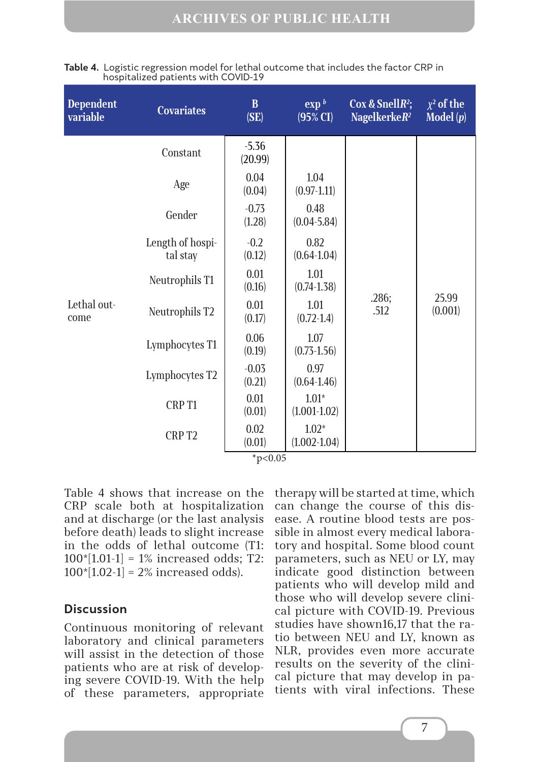**Table 4.** Logistic regression model for lethal outcome that includes the factor CRP in hospitalized patients with COVID-19

| Dependent variable | Covariates | B (SE) | exp [b] (95% CI) | Cox & Snell $R^2$; Nagelkerke $R^2$ | $\chi^2$ of the Model (*p*) |
|---|---|---|---|---|---|
| Lethal outcome | Constant | -5.36 (20.99) | | .286; .512 | 25.99 (0.001) |
| | Age | 0.04 (0.04) | 1.04 (0.97-1.11) | | |
| | Gender | -0.73 (1.28) | 0.48 (0.04-5.84) | | |
| | Length of hospital stay | -0.2 (0.12) | 0.82 (0.64-1.04) | | |
| | Neutrophils T1 | 0.01 (0.16) | 1.01 (0.74-1.38) | | |
| | Neutrophils T2 | 0.01 (0.17) | 1.01 (0.72-1.4) | | |
| | Lymphocytes T1 | 0.06 (0.19) | 1.07 (0.73-1.56) | | |
| | Lymphocytes T2 | -0.03 (0.21) | 0.97 (0.64-1.46) | | |
| | CRP T1 | 0.01 (0.01) | 1.01* (1.001-1.02) | | |
| | CRP T2 | 0.02 (0.01) | 1.02* (1.002-1.04) | | |

*p<0.05

Table 4 shows that increase on the CRP scale both at hospitalization and at discharge (or the last analysis before death) leads to slight increase in the odds of lethal outcome (T1: 100*[1.01-1] = 1% increased odds; T2: 100*[1.02-1] = 2% increased odds).

## Discussion

Continuous monitoring of relevant laboratory and clinical parameters will assist in the detection of those patients who are at risk of developing severe COVID-19. With the help of these parameters, appropriate therapy will be started at time, which can change the course of this disease. A routine blood tests are possible in almost every medical laboratory and hospital. Some blood count parameters, such as NEU or LY, may indicate good distinction between patients who will develop mild and those who will develop severe clinical picture with COVID-19. Previous studies have shown16,17 that the ratio between NEU and LY, known as NLR, provides even more accurate results on the severity of the clinical picture that may develop in patients with viral infections. These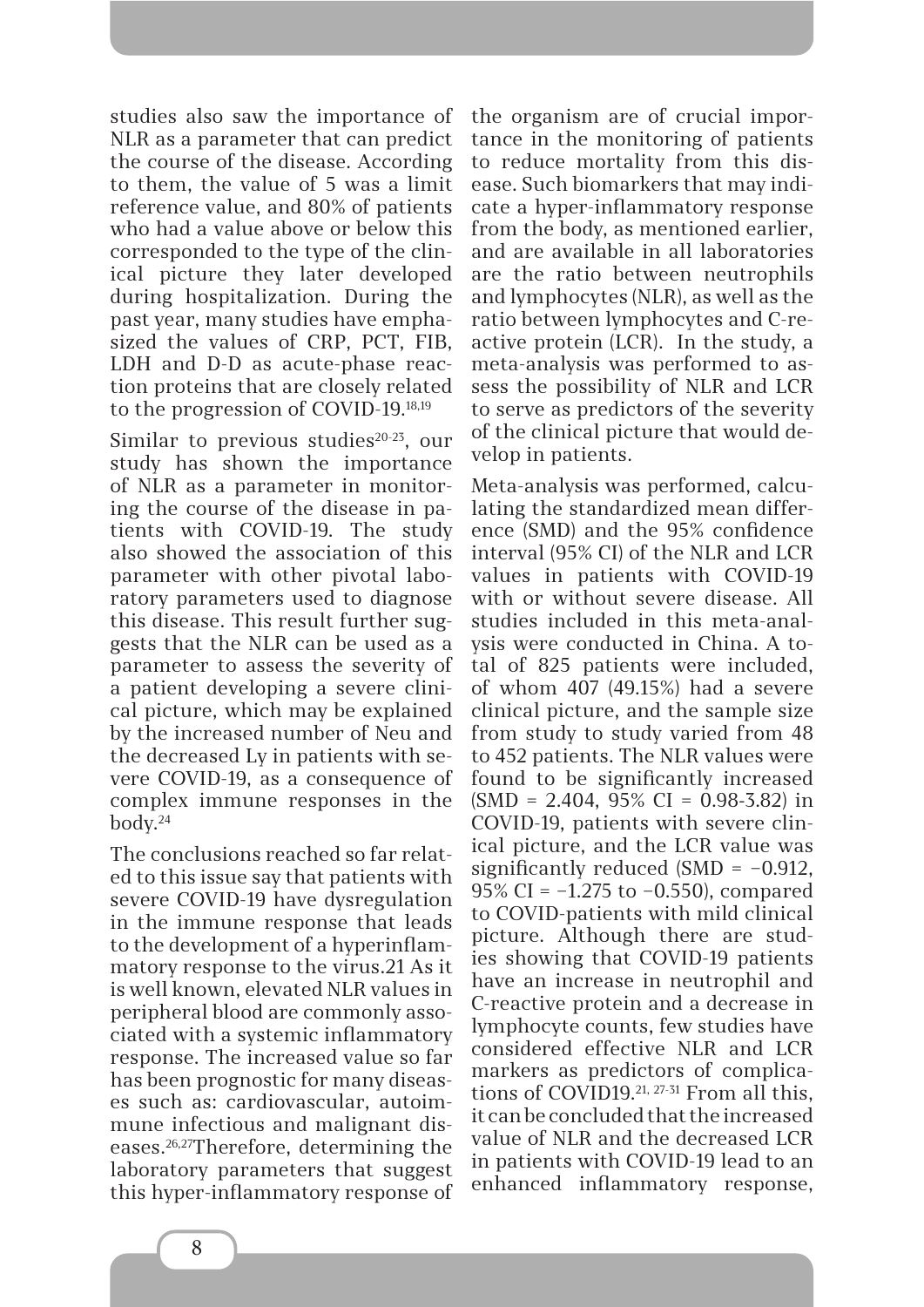studies also saw the importance of NLR as a parameter that can predict the course of the disease. According to them, the value of 5 was a limit reference value, and 80% of patients who had a value above or below this corresponded to the type of the clinical picture they later developed during hospitalization. During the past year, many studies have emphasized the values of CRP, PCT, FIB, LDH and D-D as acute-phase reaction proteins that are closely related to the progression of COVID-19.[18,19]

Similar to previous studies[20-23], our study has shown the importance of NLR as a parameter in monitoring the course of the disease in patients with COVID-19. The study also showed the association of this parameter with other pivotal laboratory parameters used to diagnose this disease. This result further suggests that the NLR can be used as a parameter to assess the severity of a patient developing a severe clinical picture, which may be explained by the increased number of Neu and the decreased Ly in patients with severe COVID-19, as a consequence of complex immune responses in the body.[24]

The conclusions reached so far related to this issue say that patients with severe COVID-19 have dysregulation in the immune response that leads to the development of a hyperinflammatory response to the virus.21 As it is well known, elevated NLR values in peripheral blood are commonly associated with a systemic inflammatory response. The increased value so far has been prognostic for many diseases such as: cardiovascular, autoimmune infectious and malignant diseases.[26,27]Therefore, determining the laboratory parameters that suggest this hyper-inflammatory response of the organism are of crucial importance in the monitoring of patients to reduce mortality from this disease. Such biomarkers that may indicate a hyper-inflammatory response from the body, as mentioned earlier, and are available in all laboratories are the ratio between neutrophils and lymphocytes (NLR), as well as the ratio between lymphocytes and C-reactive protein (LCR). In the study, a meta-analysis was performed to assess the possibility of NLR and LCR to serve as predictors of the severity of the clinical picture that would develop in patients.

Meta-analysis was performed, calculating the standardized mean difference (SMD) and the 95% confidence interval (95% CI) of the NLR and LCR values in patients with COVID-19 with or without severe disease. All studies included in this meta-analysis were conducted in China. A total of 825 patients were included, of whom 407 (49.15%) had a severe clinical picture, and the sample size from study to study varied from 48 to 452 patients. The NLR values were found to be significantly increased (SMD = 2.404, 95% CI = 0.98-3.82) in COVID-19, patients with severe clinical picture, and the LCR value was significantly reduced (SMD = −0.912, 95% CI = −1.275 to −0.550), compared to COVID-patients with mild clinical picture. Although there are studies showing that COVID-19 patients have an increase in neutrophil and C-reactive protein and a decrease in lymphocyte counts, few studies have considered effective NLR and LCR markers as predictors of complications of COVID19.[21, 27-31] From all this, it can be concluded that the increased value of NLR and the decreased LCR in patients with COVID-19 lead to an enhanced inflammatory response,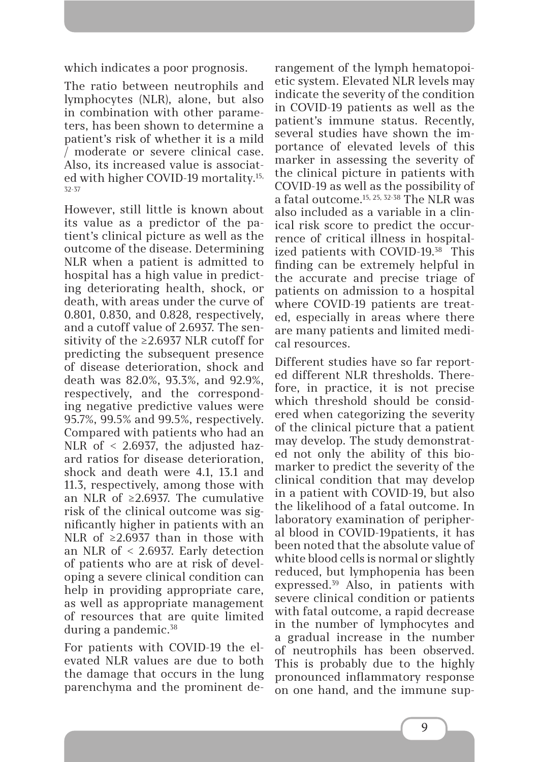which indicates a poor prognosis.

The ratio between neutrophils and lymphocytes (NLR), alone, but also in combination with other parameters, has been shown to determine a patient's risk of whether it is a mild / moderate or severe clinical case. Also, its increased value is associated with higher COVID-19 mortality.[15, 32-37]

However, still little is known about its value as a predictor of the patient's clinical picture as well as the outcome of the disease. Determining NLR when a patient is admitted to hospital has a high value in predicting deteriorating health, shock, or death, with areas under the curve of 0.801, 0.830, and 0.828, respectively, and a cutoff value of 2.6937. The sensitivity of the ≥2.6937 NLR cutoff for predicting the subsequent presence of disease deterioration, shock and death was 82.0%, 93.3%, and 92.9%, respectively, and the corresponding negative predictive values were 95.7%, 99.5% and 99.5%, respectively. Compared with patients who had an NLR of < 2.6937, the adjusted hazard ratios for disease deterioration, shock and death were 4.1, 13.1 and 11.3, respectively, among those with an NLR of ≥2.6937. The cumulative risk of the clinical outcome was significantly higher in patients with an NLR of ≥2.6937 than in those with an NLR of < 2.6937. Early detection of patients who are at risk of developing a severe clinical condition can help in providing appropriate care, as well as appropriate management of resources that are quite limited during a pandemic.[38]

For patients with COVID-19 the elevated NLR values are due to both the damage that occurs in the lung parenchyma and the prominent derangement of the lymph hematopoietic system. Elevated NLR levels may indicate the severity of the condition in COVID-19 patients as well as the patient's immune status. Recently, several studies have shown the importance of elevated levels of this marker in assessing the severity of the clinical picture in patients with COVID-19 as well as the possibility of a fatal outcome.[15, 25, 32-38] The NLR was also included as a variable in a clinical risk score to predict the occurrence of critical illness in hospitalized patients with COVID-19.[38] This finding can be extremely helpful in the accurate and precise triage of patients on admission to a hospital where COVID-19 patients are treated, especially in areas where there are many patients and limited medical resources.

Different studies have so far reported different NLR thresholds. Therefore, in practice, it is not precise which threshold should be considered when categorizing the severity of the clinical picture that a patient may develop. The study demonstrated not only the ability of this biomarker to predict the severity of the clinical condition that may develop in a patient with COVID-19, but also the likelihood of a fatal outcome. In laboratory examination of peripheral blood in COVID-19patients, it has been noted that the absolute value of white blood cells is normal or slightly reduced, but lymphopenia has been expressed.[39] Also, in patients with severe clinical condition or patients with fatal outcome, a rapid decrease in the number of lymphocytes and a gradual increase in the number of neutrophils has been observed. This is probably due to the highly pronounced inflammatory response on one hand, and the immune sup-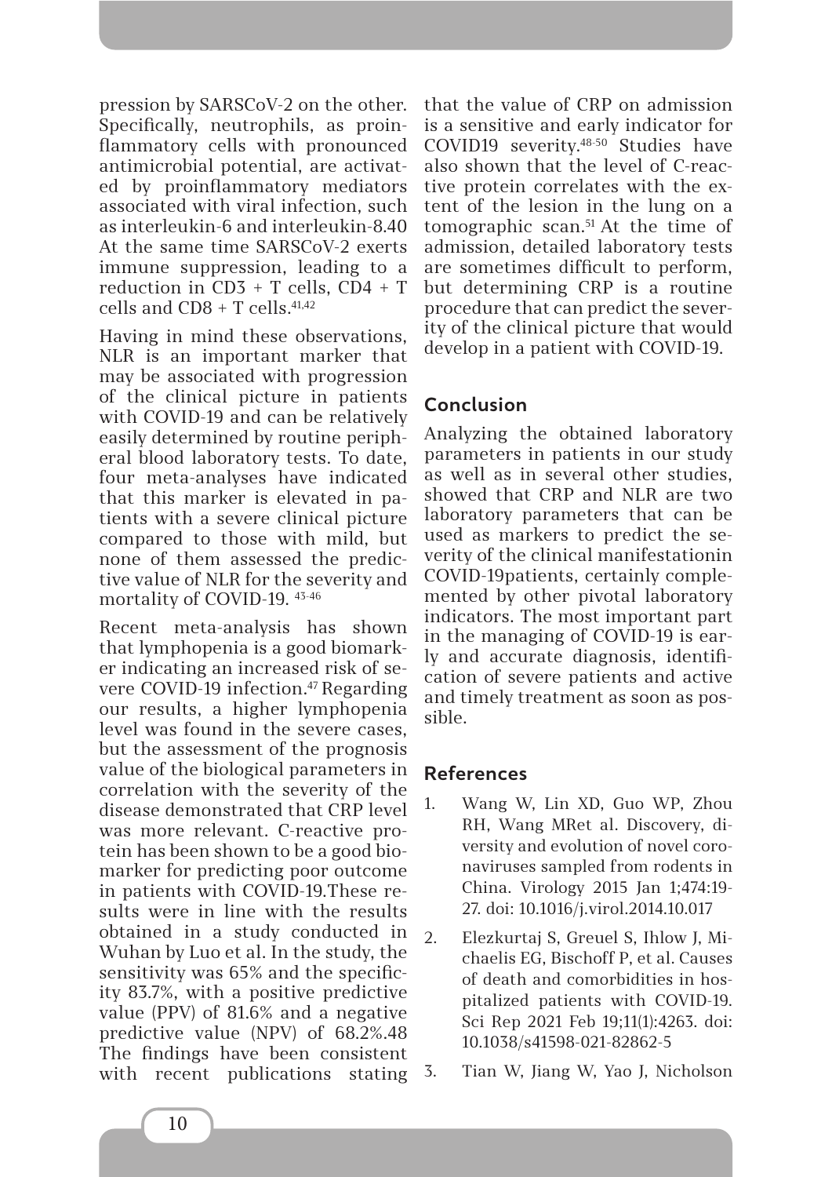pression by SARSCoV-2 on the other. Specifically, neutrophils, as proinflammatory cells with pronounced antimicrobial potential, are activated by proinflammatory mediators associated with viral infection, such as interleukin-6 and interleukin-8.40 At the same time SARSCoV-2 exerts immune suppression, leading to a reduction in CD3 + T cells, CD4 + T cells and CD8 + T cells.[41,42]

Having in mind these observations, NLR is an important marker that may be associated with progression of the clinical picture in patients with COVID-19 and can be relatively easily determined by routine peripheral blood laboratory tests. To date, four meta-analyses have indicated that this marker is elevated in patients with a severe clinical picture compared to those with mild, but none of them assessed the predictive value of NLR for the severity and mortality of COVID-19. [43-46]

Recent meta-analysis has shown that lymphopenia is a good biomarker indicating an increased risk of severe COVID-19 infection.[47] Regarding our results, a higher lymphopenia level was found in the severe cases, but the assessment of the prognosis value of the biological parameters in correlation with the severity of the disease demonstrated that CRP level was more relevant. C-reactive protein has been shown to be a good biomarker for predicting poor outcome in patients with COVID-19.These results were in line with the results obtained in a study conducted in Wuhan by Luo et al. In the study, the sensitivity was 65% and the specificity 83.7%, with a positive predictive value (PPV) of 81.6% and a negative predictive value (NPV) of 68.2%.48 The findings have been consistent with recent publications stating that the value of CRP on admission is a sensitive and early indicator for COVID19 severity.[48-50] Studies have also shown that the level of C-reactive protein correlates with the extent of the lesion in the lung on a tomographic scan.[51] At the time of admission, detailed laboratory tests are sometimes difficult to perform, but determining CRP is a routine procedure that can predict the severity of the clinical picture that would develop in a patient with COVID-19.

## Conclusion

Analyzing the obtained laboratory parameters in patients in our study as well as in several other studies, showed that CRP and NLR are two laboratory parameters that can be used as markers to predict the severity of the clinical manifestationin COVID-19patients, certainly complemented by other pivotal laboratory indicators. The most important part in the managing of COVID-19 is early and accurate diagnosis, identification of severe patients and active and timely treatment as soon as possible.

## References

1. Wang W, Lin XD, Guo WP, Zhou RH, Wang MRet al. Discovery, diversity and evolution of novel coronaviruses sampled from rodents in China. Virology 2015 Jan 1;474:19-27. doi: 10.1016/j.virol.2014.10.017
2. Elezkurtaj S, Greuel S, Ihlow J, Michaelis EG, Bischoff P, et al. Causes of death and comorbidities in hospitalized patients with COVID-19. Sci Rep 2021 Feb 19;11(1):4263. doi: 10.1038/s41598-021-82862-5
3. Tian W, Jiang W, Yao J, Nicholson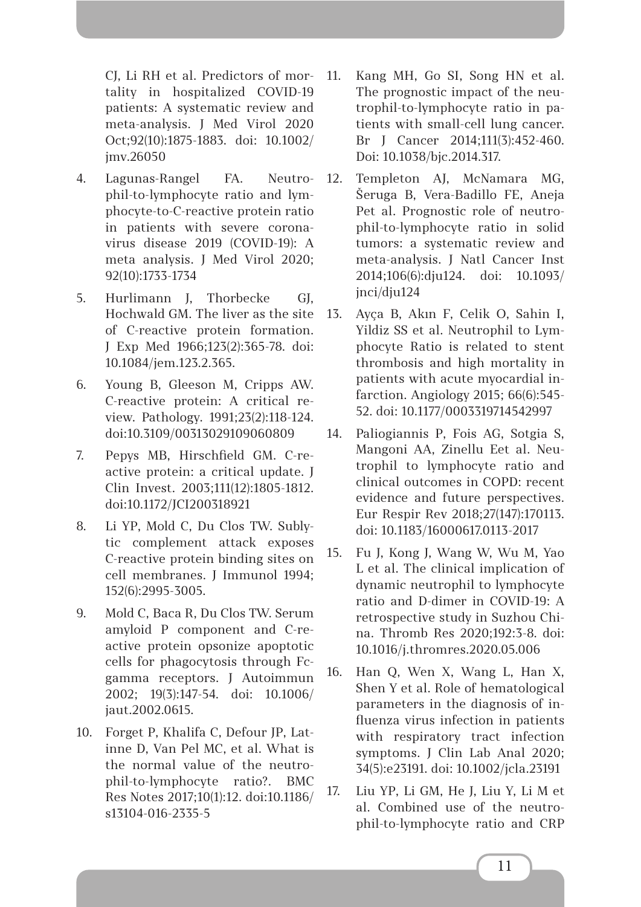CJ, Li RH et al. Predictors of mortality in hospitalized COVID-19 patients: A systematic review and meta-analysis. J Med Virol 2020 Oct;92(10):1875-1883. doi: 10.1002/jmv.26050

4. Lagunas-Rangel FA. Neutrophil-to-lymphocyte ratio and lymphocyte-to-C-reactive protein ratio in patients with severe coronavirus disease 2019 (COVID-19): A meta analysis. J Med Virol 2020; 92(10):1733-1734

5. Hurlimann J, Thorbecke GJ, Hochwald GM. The liver as the site of C-reactive protein formation. J Exp Med 1966;123(2):365-78. doi: 10.1084/jem.123.2.365.

6. Young B, Gleeson M, Cripps AW. C-reactive protein: A critical review. Pathology. 1991;23(2):118-124. doi:10.3109/00313029109060809

7. Pepys MB, Hirschfield GM. C-reactive protein: a critical update. J Clin Invest. 2003;111(12):1805-1812. doi:10.1172/JCI200318921

8. Li YP, Mold C, Du Clos TW. Sublytic complement attack exposes C-reactive protein binding sites on cell membranes. J Immunol 1994; 152(6):2995-3005.

9. Mold C, Baca R, Du Clos TW. Serum amyloid P component and C-reactive protein opsonize apoptotic cells for phagocytosis through Fc-gamma receptors. J Autoimmun 2002; 19(3):147-54. doi: 10.1006/jaut.2002.0615.

10. Forget P, Khalifa C, Defour JP, Latinne D, Van Pel MC, et al. What is the normal value of the neutrophil-to-lymphocyte ratio?. BMC Res Notes 2017;10(1):12. doi:10.1186/s13104-016-2335-5

11. Kang MH, Go SI, Song HN et al. The prognostic impact of the neutrophil-to-lymphocyte ratio in patients with small-cell lung cancer. Br J Cancer 2014;111(3):452-460. Doi: 10.1038/bjc.2014.317.

12. Templeton AJ, McNamara MG, Šeruga B, Vera-Badillo FE, Aneja Pet al. Prognostic role of neutrophil-to-lymphocyte ratio in solid tumors: a systematic review and meta-analysis. J Natl Cancer Inst 2014;106(6):dju124. doi: 10.1093/jnci/dju124

13. Ayça B, Akın F, Celik O, Sahin I, Yildiz SS et al. Neutrophil to Lymphocyte Ratio is related to stent thrombosis and high mortality in patients with acute myocardial infarction. Angiology 2015; 66(6):545-52. doi: 10.1177/0003319714542997

14. Paliogiannis P, Fois AG, Sotgia S, Mangoni AA, Zinellu Eet al. Neutrophil to lymphocyte ratio and clinical outcomes in COPD: recent evidence and future perspectives. Eur Respir Rev 2018;27(147):170113. doi: 10.1183/16000617.0113-2017

15. Fu J, Kong J, Wang W, Wu M, Yao L et al. The clinical implication of dynamic neutrophil to lymphocyte ratio and D-dimer in COVID-19: A retrospective study in Suzhou China. Thromb Res 2020;192:3-8. doi: 10.1016/j.thromres.2020.05.006

16. Han Q, Wen X, Wang L, Han X, Shen Y et al. Role of hematological parameters in the diagnosis of influenza virus infection in patients with respiratory tract infection symptoms. J Clin Lab Anal 2020; 34(5):e23191. doi: 10.1002/jcla.23191

17. Liu YP, Li GM, He J, Liu Y, Li M et al. Combined use of the neutrophil-to-lymphocyte ratio and CRP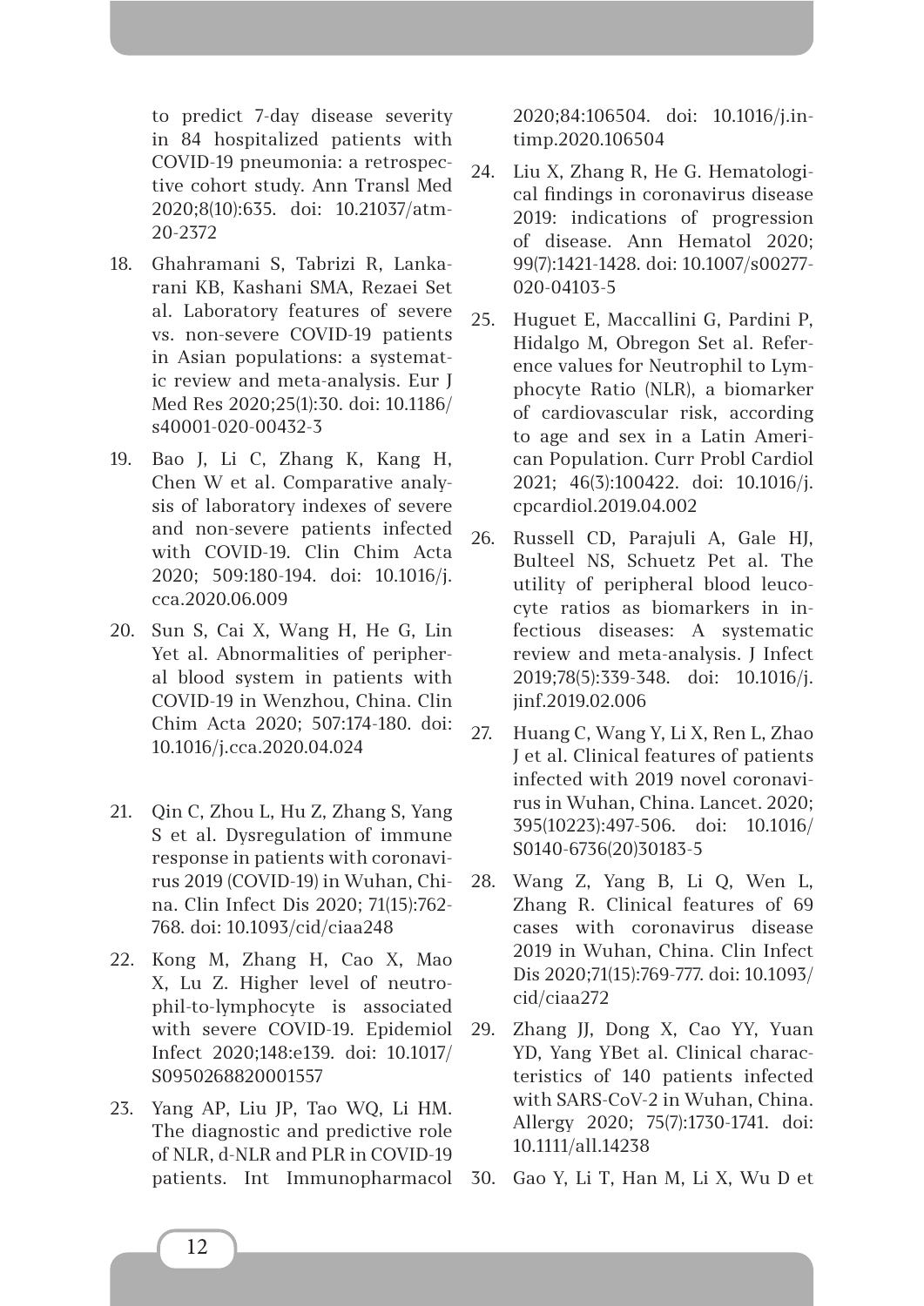to predict 7-day disease severity in 84 hospitalized patients with COVID-19 pneumonia: a retrospective cohort study. Ann Transl Med 2020;8(10):635. doi: 10.21037/atm-20-2372

18. Ghahramani S, Tabrizi R, Lankarani KB, Kashani SMA, Rezaei Set al. Laboratory features of severe vs. non-severe COVID-19 patients in Asian populations: a systematic review and meta-analysis. Eur J Med Res 2020;25(1):30. doi: 10.1186/s40001-020-00432-3

19. Bao J, Li C, Zhang K, Kang H, Chen W et al. Comparative analysis of laboratory indexes of severe and non-severe patients infected with COVID-19. Clin Chim Acta 2020; 509:180-194. doi: 10.1016/j.cca.2020.06.009

20. Sun S, Cai X, Wang H, He G, Lin Yet al. Abnormalities of peripheral blood system in patients with COVID-19 in Wenzhou, China. Clin Chim Acta 2020; 507:174-180. doi: 10.1016/j.cca.2020.04.024

21. Qin C, Zhou L, Hu Z, Zhang S, Yang S et al. Dysregulation of immune response in patients with coronavirus 2019 (COVID-19) in Wuhan, China. Clin Infect Dis 2020; 71(15):762-768. doi: 10.1093/cid/ciaa248

22. Kong M, Zhang H, Cao X, Mao X, Lu Z. Higher level of neutrophil-to-lymphocyte is associated with severe COVID-19. Epidemiol Infect 2020;148:e139. doi: 10.1017/S0950268820001557

23. Yang AP, Liu JP, Tao WQ, Li HM. The diagnostic and predictive role of NLR, d-NLR and PLR in COVID-19 patients. Int Immunopharmacol 2020;84:106504. doi: 10.1016/j.intimp.2020.106504

24. Liu X, Zhang R, He G. Hematological findings in coronavirus disease 2019: indications of progression of disease. Ann Hematol 2020; 99(7):1421-1428. doi: 10.1007/s00277-020-04103-5

25. Huguet E, Maccallini G, Pardini P, Hidalgo M, Obregon Set al. Reference values for Neutrophil to Lymphocyte Ratio (NLR), a biomarker of cardiovascular risk, according to age and sex in a Latin American Population. Curr Probl Cardiol 2021; 46(3):100422. doi: 10.1016/j.cpcardiol.2019.04.002

26. Russell CD, Parajuli A, Gale HJ, Bulteel NS, Schuetz Pet al. The utility of peripheral blood leucocyte ratios as biomarkers in infectious diseases: A systematic review and meta-analysis. J Infect 2019;78(5):339-348. doi: 10.1016/j.jinf.2019.02.006

27. Huang C, Wang Y, Li X, Ren L, Zhao J et al. Clinical features of patients infected with 2019 novel coronavirus in Wuhan, China. Lancet. 2020; 395(10223):497-506. doi: 10.1016/S0140-6736(20)30183-5

28. Wang Z, Yang B, Li Q, Wen L, Zhang R. Clinical features of 69 cases with coronavirus disease 2019 in Wuhan, China. Clin Infect Dis 2020;71(15):769-777. doi: 10.1093/cid/ciaa272

29. Zhang JJ, Dong X, Cao YY, Yuan YD, Yang YBet al. Clinical characteristics of 140 patients infected with SARS-CoV-2 in Wuhan, China. Allergy 2020; 75(7):1730-1741. doi: 10.1111/all.14238

30. Gao Y, Li T, Han M, Li X, Wu D et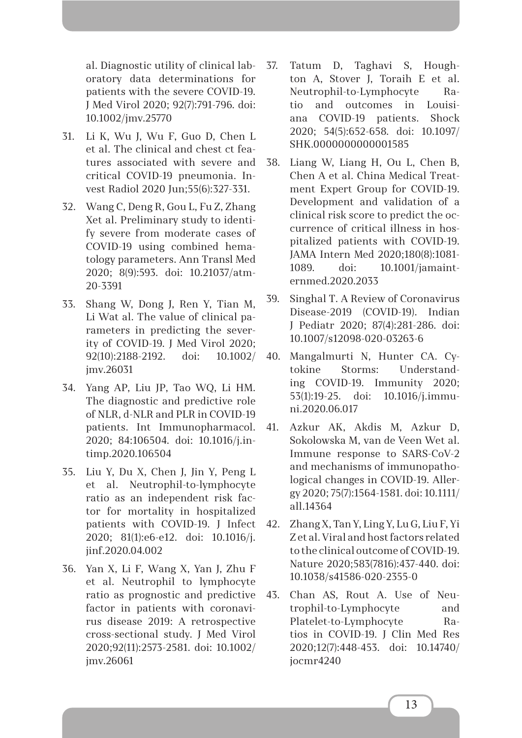al. Diagnostic utility of clinical laboratory data determinations for patients with the severe COVID-19. J Med Virol 2020; 92(7):791-796. doi: 10.1002/jmv.25770

31. Li K, Wu J, Wu F, Guo D, Chen L et al. The clinical and chest ct features associated with severe and critical COVID-19 pneumonia. Invest Radiol 2020 Jun;55(6):327-331.

32. Wang C, Deng R, Gou L, Fu Z, Zhang Xet al. Preliminary study to identify severe from moderate cases of COVID-19 using combined hematology parameters. Ann Transl Med 2020; 8(9):593. doi: 10.21037/atm-20-3391

33. Shang W, Dong J, Ren Y, Tian M, Li Wat al. The value of clinical parameters in predicting the severity of COVID-19. J Med Virol 2020; 92(10):2188-2192. doi: 10.1002/jmv.26031

34. Yang AP, Liu JP, Tao WQ, Li HM. The diagnostic and predictive role of NLR, d-NLR and PLR in COVID-19 patients. Int Immunopharmacol. 2020; 84:106504. doi: 10.1016/j.intimp.2020.106504

35. Liu Y, Du X, Chen J, Jin Y, Peng L et al. Neutrophil-to-lymphocyte ratio as an independent risk factor for mortality in hospitalized patients with COVID-19. J Infect 2020; 81(1):e6-e12. doi: 10.1016/j.jinf.2020.04.002

36. Yan X, Li F, Wang X, Yan J, Zhu F et al. Neutrophil to lymphocyte ratio as prognostic and predictive factor in patients with coronavirus disease 2019: A retrospective cross-sectional study. J Med Virol 2020;92(11):2573-2581. doi: 10.1002/jmv.26061

37. Tatum D, Taghavi S, Houghton A, Stover J, Toraih E et al. Neutrophil-to-Lymphocyte Ratio and outcomes in Louisiana COVID-19 patients. Shock 2020; 54(5):652-658. doi: 10.1097/SHK.0000000000001585

38. Liang W, Liang H, Ou L, Chen B, Chen A et al. China Medical Treatment Expert Group for COVID-19. Development and validation of a clinical risk score to predict the occurrence of critical illness in hospitalized patients with COVID-19. JAMA Intern Med 2020;180(8):1081-1089. doi: 10.1001/jamainternmed.2020.2033

39. Singhal T. A Review of Coronavirus Disease-2019 (COVID-19). Indian J Pediatr 2020; 87(4):281-286. doi: 10.1007/s12098-020-03263-6

40. Mangalmurti N, Hunter CA. Cytokine Storms: Understanding COVID-19. Immunity 2020; 53(1):19-25. doi: 10.1016/j.immuni.2020.06.017

41. Azkur AK, Akdis M, Azkur D, Sokolowska M, van de Veen Wet al. Immune response to SARS-CoV-2 and mechanisms of immunopathological changes in COVID-19. Allergy 2020; 75(7):1564-1581. doi: 10.1111/all.14364

42. Zhang X, Tan Y, Ling Y, Lu G, Liu F, Yi Z et al. Viral and host factors related to the clinical outcome of COVID-19. Nature 2020;583(7816):437-440. doi: 10.1038/s41586-020-2355-0

43. Chan AS, Rout A. Use of Neutrophil-to-Lymphocyte and Platelet-to-Lymphocyte Ratios in COVID-19. J Clin Med Res 2020;12(7):448-453. doi: 10.14740/jocmr4240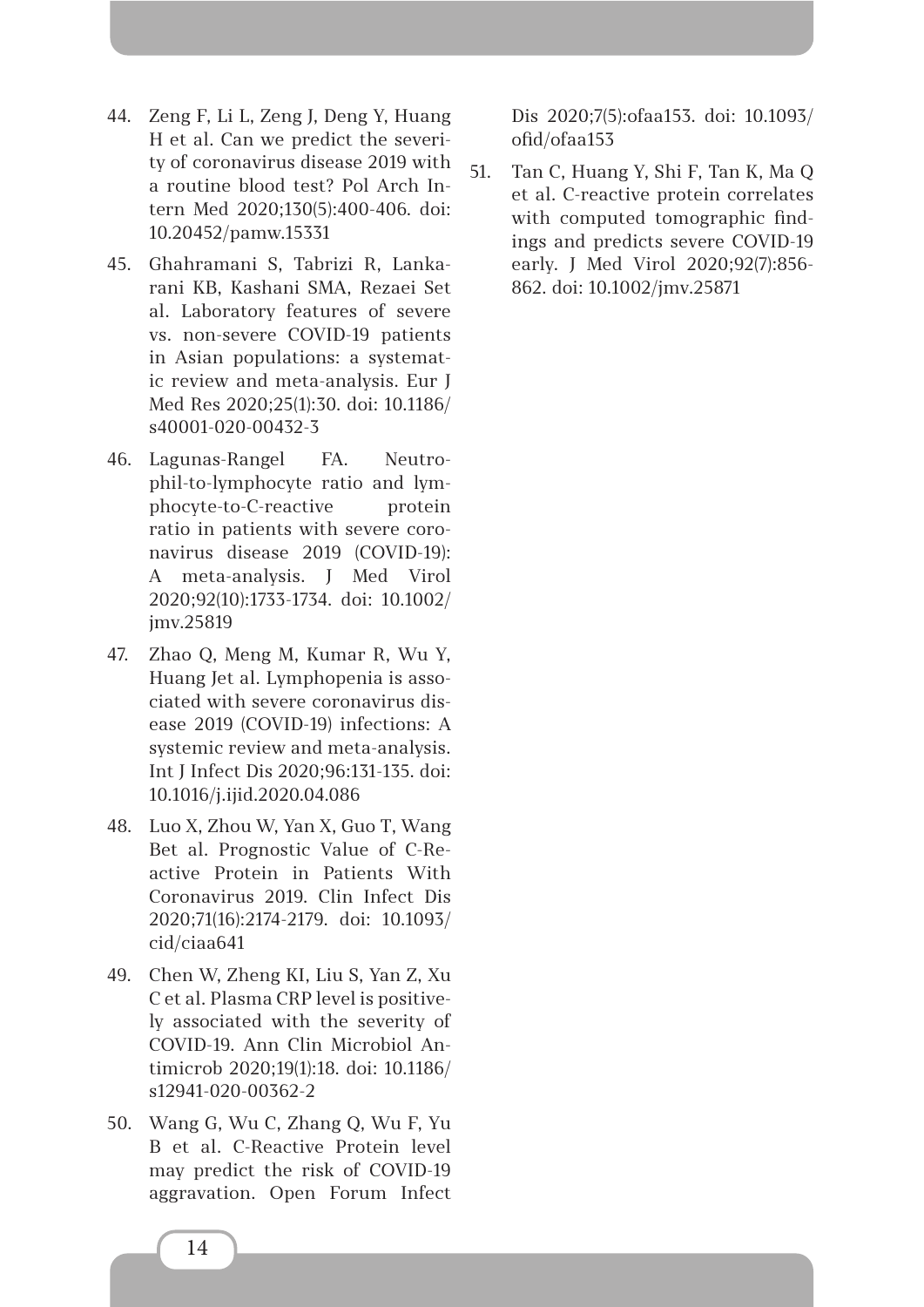44. Zeng F, Li L, Zeng J, Deng Y, Huang H et al. Can we predict the severity of coronavirus disease 2019 with a routine blood test? Pol Arch Intern Med 2020;130(5):400-406. doi: 10.20452/pamw.15331

45. Ghahramani S, Tabrizi R, Lankarani KB, Kashani SMA, Rezaei Set al. Laboratory features of severe vs. non-severe COVID-19 patients in Asian populations: a systematic review and meta-analysis. Eur J Med Res 2020;25(1):30. doi: 10.1186/s40001-020-00432-3

46. Lagunas-Rangel FA. Neutrophil-to-lymphocyte ratio and lymphocyte-to-C-reactive protein ratio in patients with severe coronavirus disease 2019 (COVID-19): A meta-analysis. J Med Virol 2020;92(10):1733-1734. doi: 10.1002/jmv.25819

47. Zhao Q, Meng M, Kumar R, Wu Y, Huang Jet al. Lymphopenia is associated with severe coronavirus disease 2019 (COVID-19) infections: A systemic review and meta-analysis. Int J Infect Dis 2020;96:131-135. doi: 10.1016/j.ijid.2020.04.086

48. Luo X, Zhou W, Yan X, Guo T, Wang Bet al. Prognostic Value of C-Reactive Protein in Patients With Coronavirus 2019. Clin Infect Dis 2020;71(16):2174-2179. doi: 10.1093/cid/ciaa641

49. Chen W, Zheng KI, Liu S, Yan Z, Xu C et al. Plasma CRP level is positively associated with the severity of COVID-19. Ann Clin Microbiol Antimicrob 2020;19(1):18. doi: 10.1186/s12941-020-00362-2

50. Wang G, Wu C, Zhang Q, Wu F, Yu B et al. C-Reactive Protein level may predict the risk of COVID-19 aggravation. Open Forum Infect Dis 2020;7(5):ofaa153. doi: 10.1093/ofid/ofaa153

51. Tan C, Huang Y, Shi F, Tan K, Ma Q et al. C-reactive protein correlates with computed tomographic findings and predicts severe COVID-19 early. J Med Virol 2020;92(7):856-862. doi: 10.1002/jmv.25871